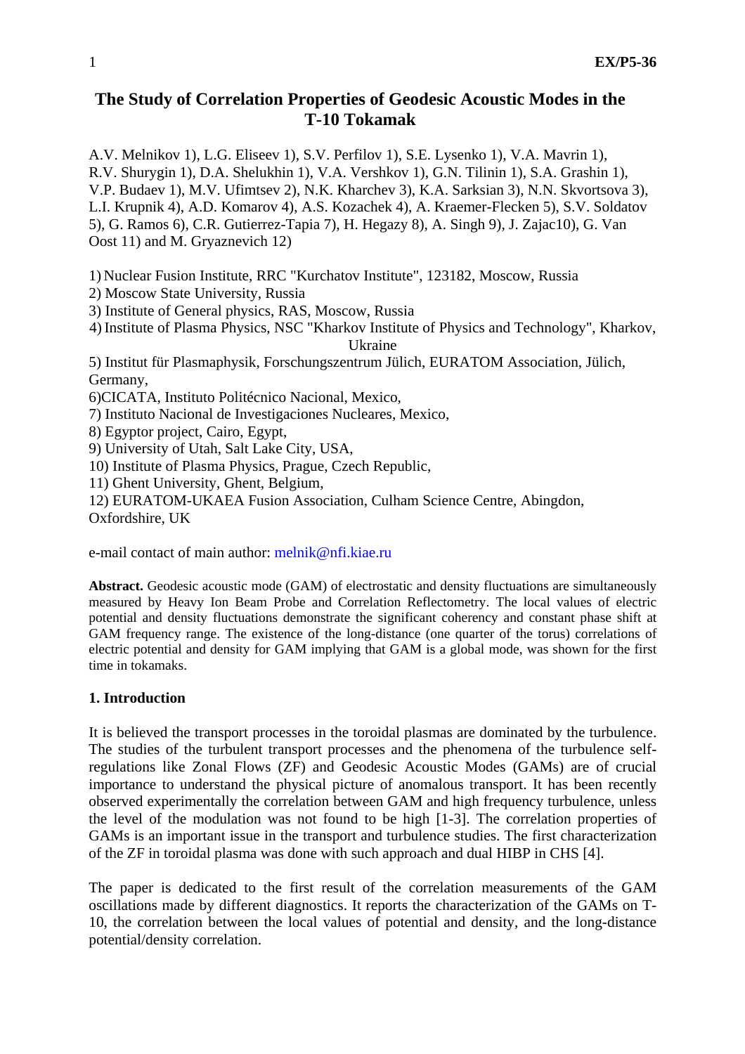# The Study of Correlation Properties of Geodesic Acoustic Modes in the T-10 Tokamak

A.V. Melnikov 1), L.G. Eliseev 1), S.V. Perfilov 1), S.E. Lysenko 1), V.A. Mavrin 1), R.V. Shurygin 1), D.A. Shelukhin 1), V.A. Vershkov 1), G.N. Tilinin 1), S.A. Grashin 1), V.P. Budaev 1), M.V. Ufimtsev 2), N.K. Kharchev 3), K.A. Sarksian 3), N.N. Skvortsova 3), L.I. Krupnik 4), A.D. Komarov 4), A.S. Kozachek 4), A. Kraemer-Flecken 5), S.V. Soldatov 5), G. Ramos 6), C.R. Gutierrez-Tapia 7), H. Hegazy 8), A. Singh 9), J. Zajac10), G. Van Oost 11) and M. Gryaznevich 12)

1) Nuclear Fusion Institute, RRC "Kurchatov Institute", 123182, Moscow, Russia
2) Moscow State University, Russia
3) Institute of General physics, RAS, Moscow, Russia
4) Institute of Plasma Physics, NSC "Kharkov Institute of Physics and Technology", Kharkov, Ukraine
5) Institut für Plasmaphysik, Forschungszentrum Jülich, EURATOM Association, Jülich, Germany,
6)CICATA, Instituto Politécnico Nacional, Mexico,
7) Instituto Nacional de Investigaciones Nucleares, Mexico,
8) Egyptor project, Cairo, Egypt,
9) University of Utah, Salt Lake City, USA,
10) Institute of Plasma Physics, Prague, Czech Republic,
11) Ghent University, Ghent, Belgium,
12) EURATOM-UKAEA Fusion Association, Culham Science Centre, Abingdon, Oxfordshire, UK

e-mail contact of main author: melnik@nfi.kiae.ru

**Abstract.** Geodesic acoustic mode (GAM) of electrostatic and density fluctuations are simultaneously measured by Heavy Ion Beam Probe and Correlation Reflectometry. The local values of electric potential and density fluctuations demonstrate the significant coherency and constant phase shift at GAM frequency range. The existence of the long-distance (one quarter of the torus) correlations of electric potential and density for GAM implying that GAM is a global mode, was shown for the first time in tokamaks.

## 1. Introduction

It is believed the transport processes in the toroidal plasmas are dominated by the turbulence. The studies of the turbulent transport processes and the phenomena of the turbulence self-regulations like Zonal Flows (ZF) and Geodesic Acoustic Modes (GAMs) are of crucial importance to understand the physical picture of anomalous transport. It has been recently observed experimentally the correlation between GAM and high frequency turbulence, unless the level of the modulation was not found to be high [1-3]. The correlation properties of GAMs is an important issue in the transport and turbulence studies. The first characterization of the ZF in toroidal plasma was done with such approach and dual HIBP in CHS [4].

The paper is dedicated to the first result of the correlation measurements of the GAM oscillations made by different diagnostics. It reports the characterization of the GAMs on T-10, the correlation between the local values of potential and density, and the long-distance potential/density correlation.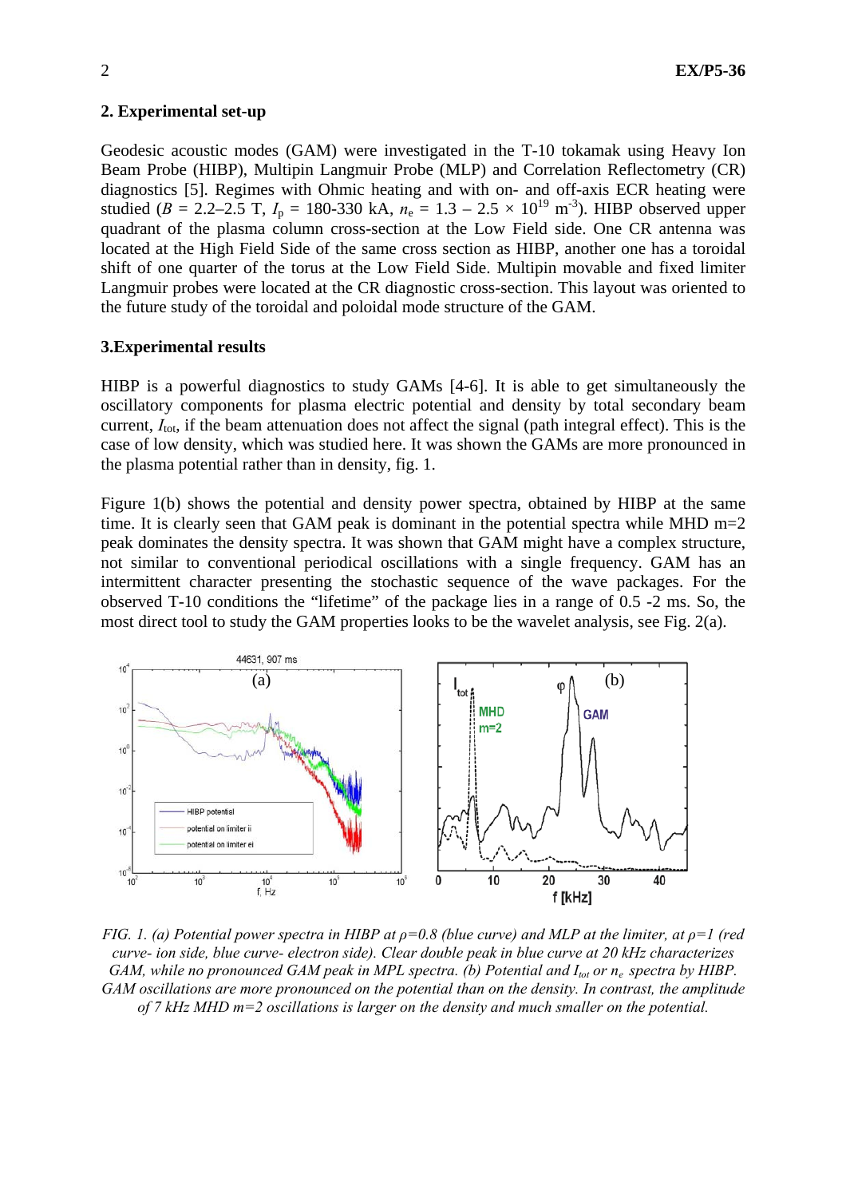## 2. Experimental set-up

Geodesic acoustic modes (GAM) were investigated in the T-10 tokamak using Heavy Ion Beam Probe (HIBP), Multipin Langmuir Probe (MLP) and Correlation Reflectometry (CR) diagnostics [5]. Regimes with Ohmic heating and with on- and off-axis ECR heating were studied ($B$ = 2.2–2.5 T, $I_p$ = 180-330 kA, $n_e$ = 1.3 – 2.5 × $10^{19}$ $m^{-3}$). HIBP observed upper quadrant of the plasma column cross-section at the Low Field side. One CR antenna was located at the High Field Side of the same cross section as HIBP, another one has a toroidal shift of one quarter of the torus at the Low Field Side. Multipin movable and fixed limiter Langmuir probes were located at the CR diagnostic cross-section. This layout was oriented to the future study of the toroidal and poloidal mode structure of the GAM.

## 3. Experimental results

HIBP is a powerful diagnostics to study GAMs [4-6]. It is able to get simultaneously the oscillatory components for plasma electric potential and density by total secondary beam current, $I_{tot}$, if the beam attenuation does not affect the signal (path integral effect). This is the case of low density, which was studied here. It was shown the GAMs are more pronounced in the plasma potential rather than in density, fig. 1.

Figure 1(b) shows the potential and density power spectra, obtained by HIBP at the same time. It is clearly seen that GAM peak is dominant in the potential spectra while MHD m=2 peak dominates the density spectra. It was shown that GAM might have a complex structure, not similar to conventional periodical oscillations with a single frequency. GAM has an intermittent character presenting the stochastic sequence of the wave packages. For the observed T-10 conditions the "lifetime" of the package lies in a range of 0.5 -2 ms. So, the most direct tool to study the GAM properties looks to be the wavelet analysis, see Fig. 2(a).

*FIG. 1. (a) Potential power spectra in HIBP at ρ=0.8 (blue curve) and MLP at the limiter, at ρ=1 (red curve- ion side, blue curve- electron side). Clear double peak in blue curve at 20 kHz characterizes GAM, while no pronounced GAM peak in MPL spectra. (b) Potential and $I_{tot}$ or $n_e$ spectra by HIBP. GAM oscillations are more pronounced on the potential than on the density. In contrast, the amplitude of 7 kHz MHD m=2 oscillations is larger on the density and much smaller on the potential.*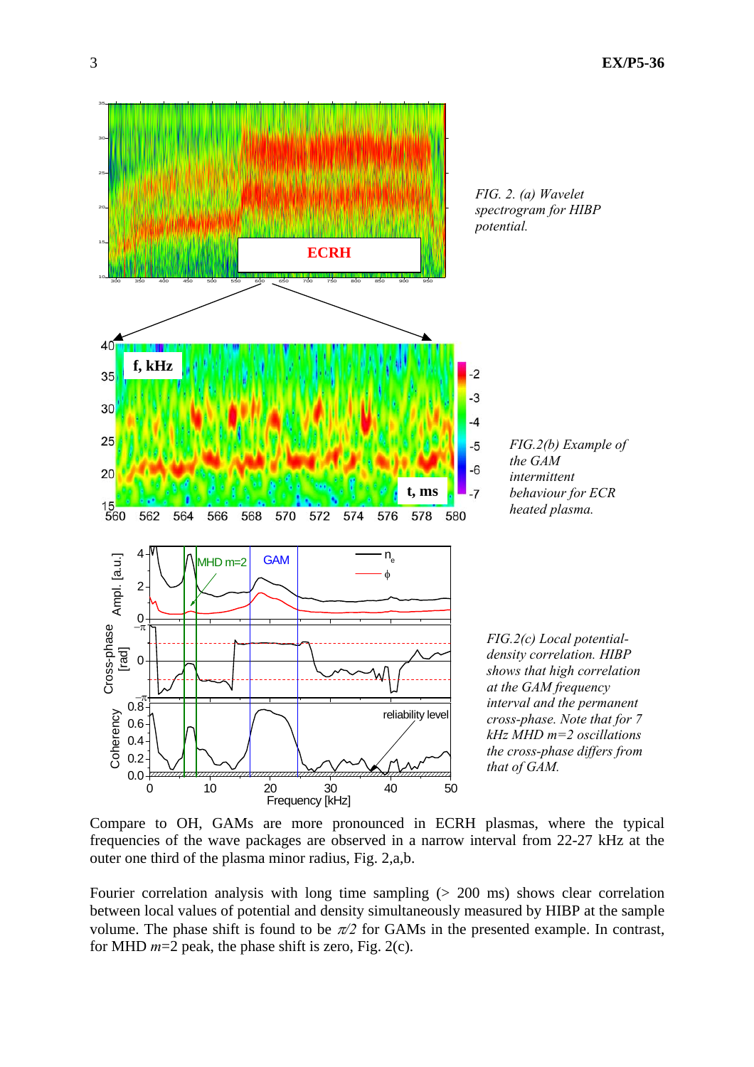*FIG. 2. (a) Wavelet spectrogram for HIBP potential.*

*FIG.2(b) Example of the GAM intermittent behaviour for ECR heated plasma.*

*FIG.2(c) Local potential-density correlation. HIBP shows that high correlation at the GAM frequency interval and the permanent cross-phase. Note that for 7 kHz MHD m=2 oscillations the cross-phase differs from that of GAM.*

Compare to OH, GAMs are more pronounced in ECRH plasmas, where the typical frequencies of the wave packages are observed in a narrow interval from 22-27 kHz at the outer one third of the plasma minor radius, Fig. 2,a,b.

Fourier correlation analysis with long time sampling (> 200 ms) shows clear correlation between local values of potential and density simultaneously measured by HIBP at the sample volume. The phase shift is found to be $\pi/2$ for GAMs in the presented example. In contrast, for MHD $m$=2 peak, the phase shift is zero, Fig. 2(c).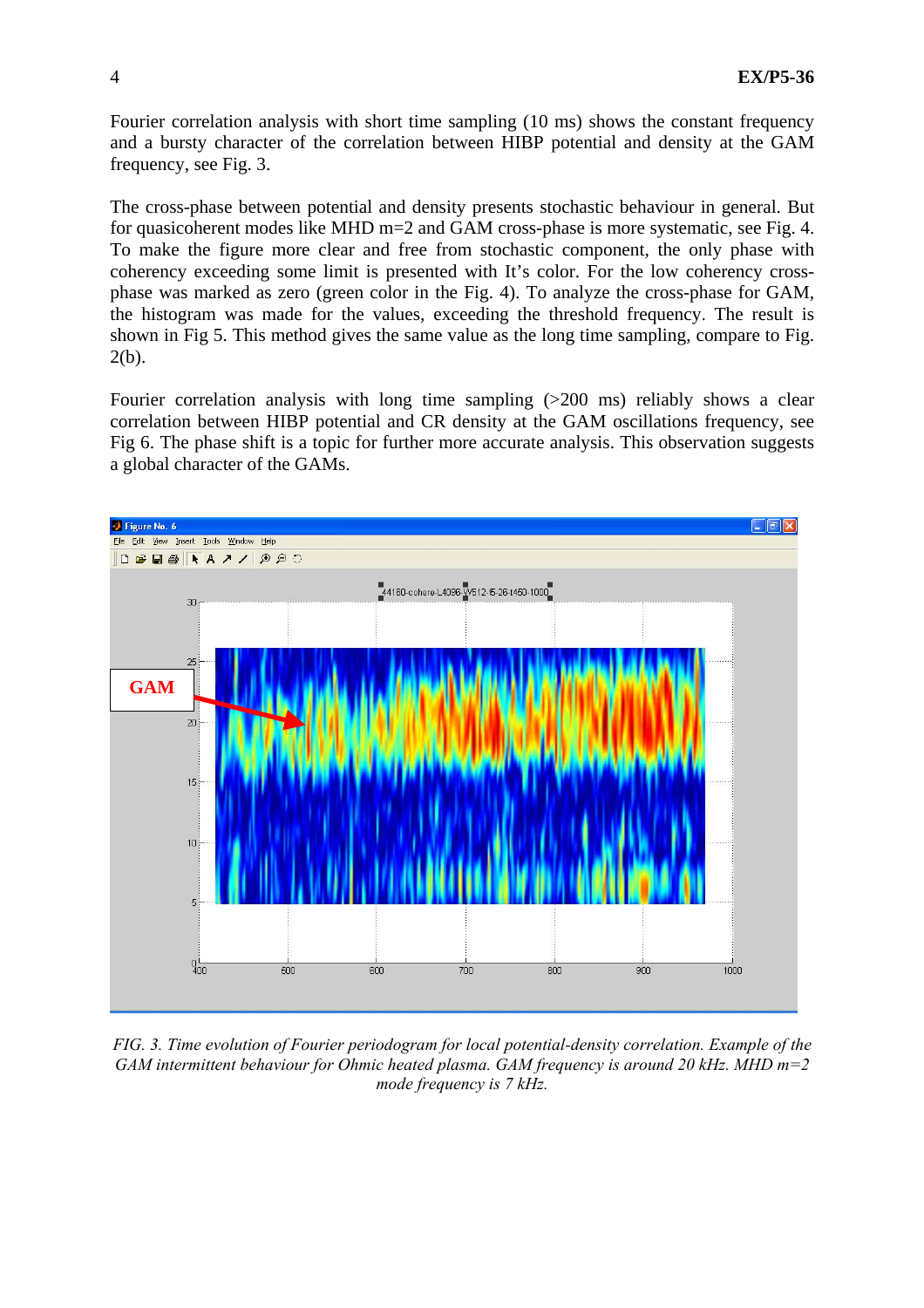Fourier correlation analysis with short time sampling (10 ms) shows the constant frequency and a bursty character of the correlation between HIBP potential and density at the GAM frequency, see Fig. 3.

The cross-phase between potential and density presents stochastic behaviour in general. But for quasicoherent modes like MHD m=2 and GAM cross-phase is more systematic, see Fig. 4. To make the figure more clear and free from stochastic component, the only phase with coherency exceeding some limit is presented with It's color. For the low coherency cross-phase was marked as zero (green color in the Fig. 4). To analyze the cross-phase for GAM, the histogram was made for the values, exceeding the threshold frequency. The result is shown in Fig 5. This method gives the same value as the long time sampling, compare to Fig. 2(b).

Fourier correlation analysis with long time sampling (>200 ms) reliably shows a clear correlation between HIBP potential and CR density at the GAM oscillations frequency, see Fig 6. The phase shift is a topic for further more accurate analysis. This observation suggests a global character of the GAMs.

*FIG. 3. Time evolution of Fourier periodogram for local potential-density correlation. Example of the GAM intermittent behaviour for Ohmic heated plasma. GAM frequency is around 20 kHz. MHD m=2 mode frequency is 7 kHz.*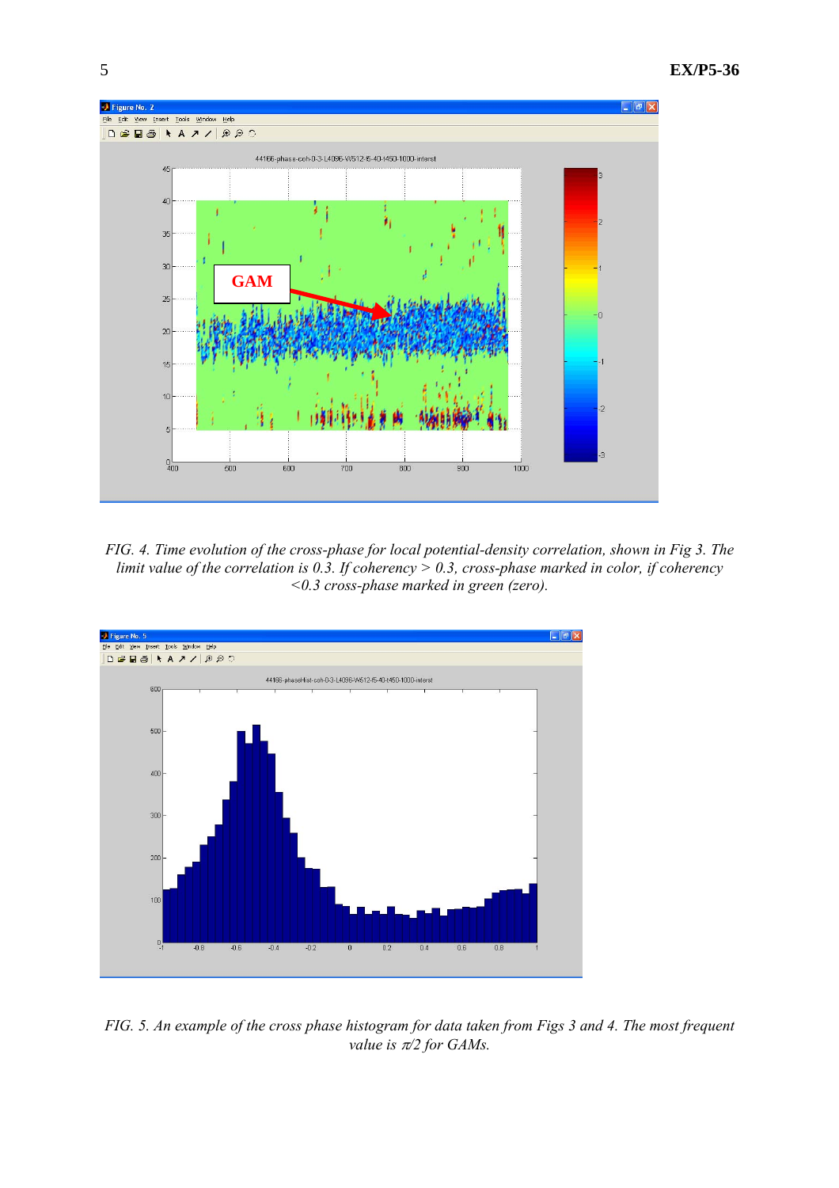*FIG. 4. Time evolution of the cross-phase for local potential-density correlation, shown in Fig 3. The limit value of the correlation is 0.3. If coherency > 0.3, cross-phase marked in color, if coherency <0.3 cross-phase marked in green (zero).*

*FIG. 5. An example of the cross phase histogram for data taken from Figs 3 and 4. The most frequent value is $\pi/2$ for GAMs.*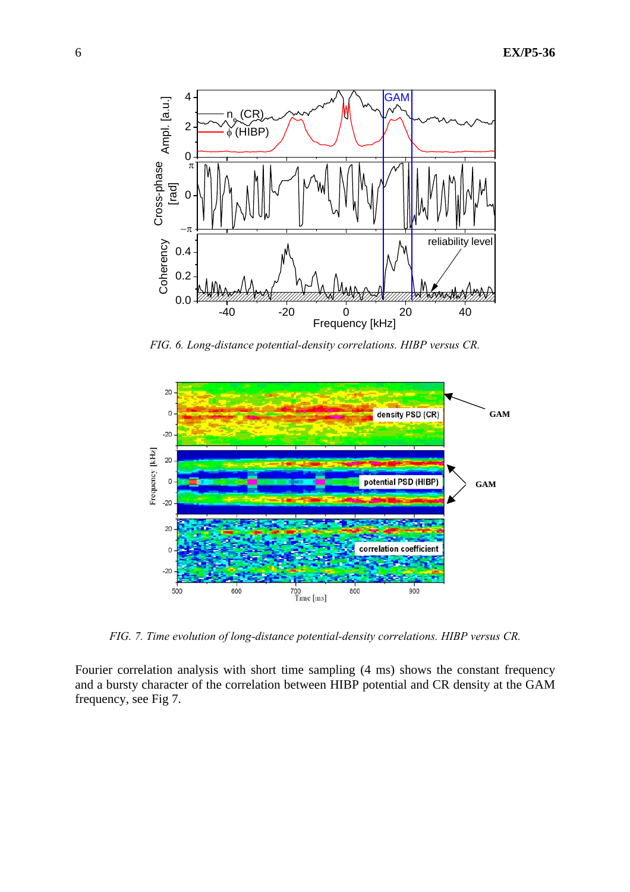*FIG. 6. Long-distance potential-density correlations. HIBP versus CR.*

*FIG. 7. Time evolution of long-distance potential-density correlations. HIBP versus CR.*

Fourier correlation analysis with short time sampling (4 ms) shows the constant frequency and a bursty character of the correlation between HIBP potential and CR density at the GAM frequency, see Fig 7.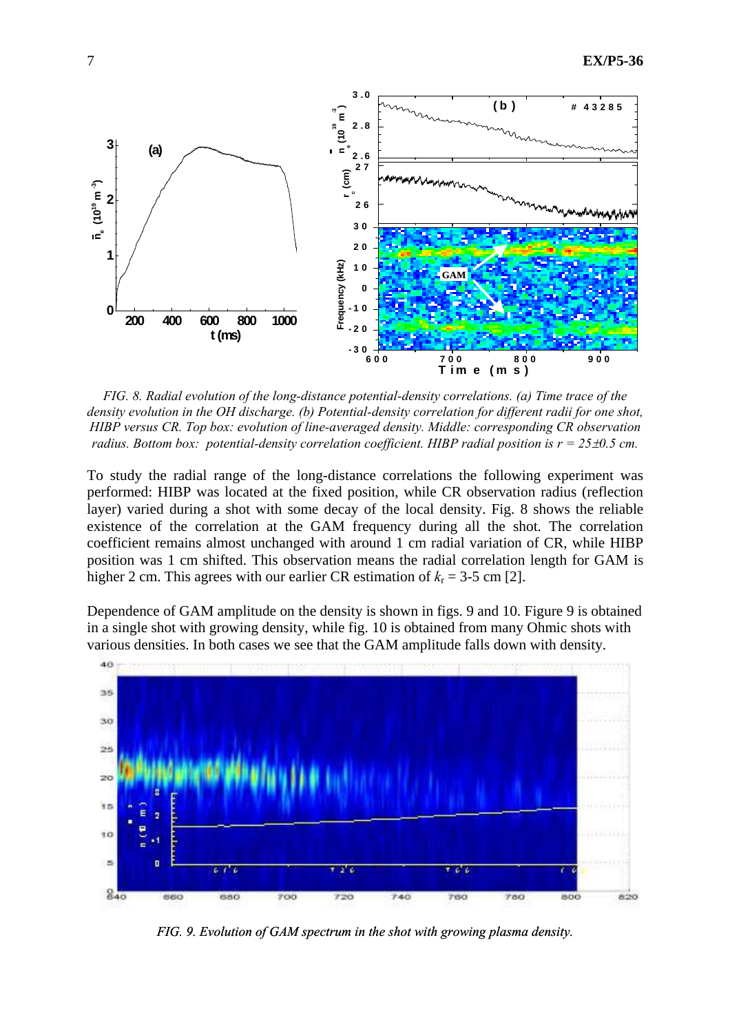*FIG. 8. Radial evolution of the long-distance potential-density correlations. (a) Time trace of the density evolution in the OH discharge. (b) Potential-density correlation for different radii for one shot, HIBP versus CR. Top box: evolution of line-averaged density. Middle: corresponding CR observation radius. Bottom box: potential-density correlation coefficient. HIBP radial position is r = 25±0.5 cm.*

To study the radial range of the long-distance correlations the following experiment was performed: HIBP was located at the fixed position, while CR observation radius (reflection layer) varied during a shot with some decay of the local density. Fig. 8 shows the reliable existence of the correlation at the GAM frequency during all the shot. The correlation coefficient remains almost unchanged with around 1 cm radial variation of CR, while HIBP position was 1 cm shifted. This observation means the radial correlation length for GAM is higher 2 cm. This agrees with our earlier CR estimation of $k_r$ = 3-5 cm [2].

Dependence of GAM amplitude on the density is shown in figs. 9 and 10. Figure 9 is obtained in a single shot with growing density, while fig. 10 is obtained from many Ohmic shots with various densities. In both cases we see that the GAM amplitude falls down with density.

*FIG. 9. Evolution of GAM spectrum in the shot with growing plasma density.*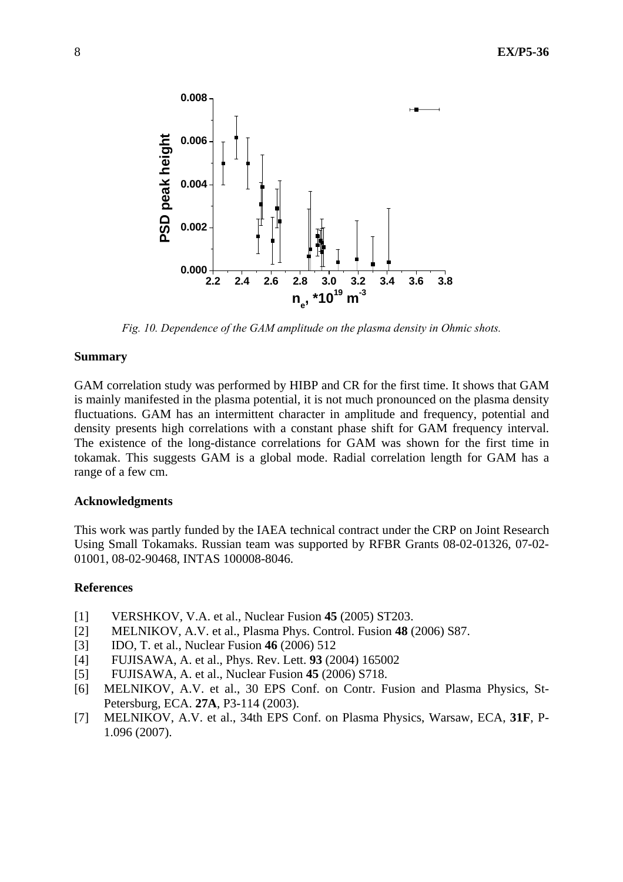0.008
0.006
0.004
0.002
0.000

PSD peak height

2.2 2.4 2.6 2.8 3.0 3.2 3.4 3.6 3.8

$n_e$, $*10^{19}$ $m^{-3}$

*Fig. 10. Dependence of the GAM amplitude on the plasma density in Ohmic shots.*

## Summary

GAM correlation study was performed by HIBP and CR for the first time. It shows that GAM is mainly manifested in the plasma potential, it is not much pronounced on the plasma density fluctuations. GAM has an intermittent character in amplitude and frequency, potential and density presents high correlations with a constant phase shift for GAM frequency interval. The existence of the long-distance correlations for GAM was shown for the first time in tokamak. This suggests GAM is a global mode. Radial correlation length for GAM has a range of a few cm.

## Acknowledgments

This work was partly funded by the IAEA technical contract under the CRP on Joint Research Using Small Tokamaks. Russian team was supported by RFBR Grants 08-02-01326, 07-02-01001, 08-02-90468, INTAS 100008-8046.

## References

[1] VERSHKOV, V.A. et al., Nuclear Fusion **45** (2005) ST203.

[2] MELNIKOV, A.V. et al., Plasma Phys. Control. Fusion **48** (2006) S87.

[3] IDO, T. et al., Nuclear Fusion **46** (2006) 512

[4] FUJISAWA, A. et al., Phys. Rev. Lett. **93** (2004) 165002

[5] FUJISAWA, A. et al., Nuclear Fusion **45** (2006) S718.

[6] MELNIKOV, A.V. et al., 30 EPS Conf. on Contr. Fusion and Plasma Physics, St-Petersburg, ECA. **27A**, P3-114 (2003).

[7] MELNIKOV, A.V. et al., 34th EPS Conf. on Plasma Physics, Warsaw, ECA, **31F**, P-1.096 (2007).